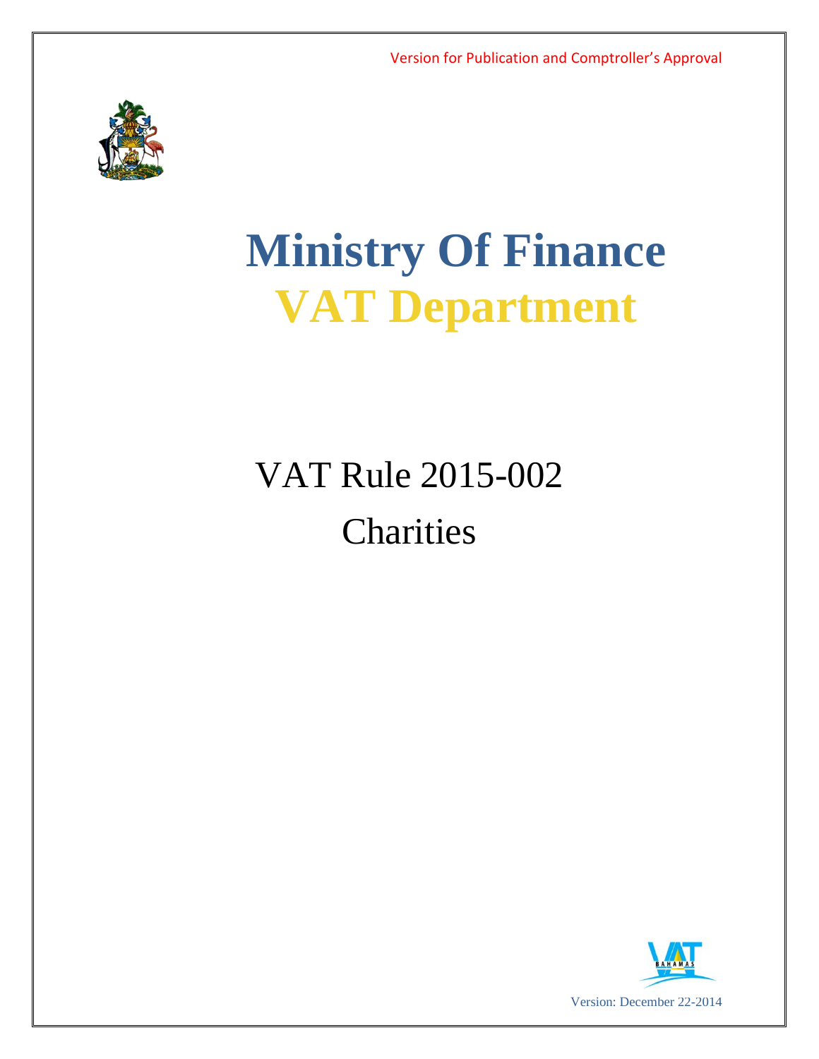Version for Publication and Comptroller's Approval

# Ministry Of Finance
# VAT Department

## VAT Rule 2015-002
## Charities

Version: December 22-2014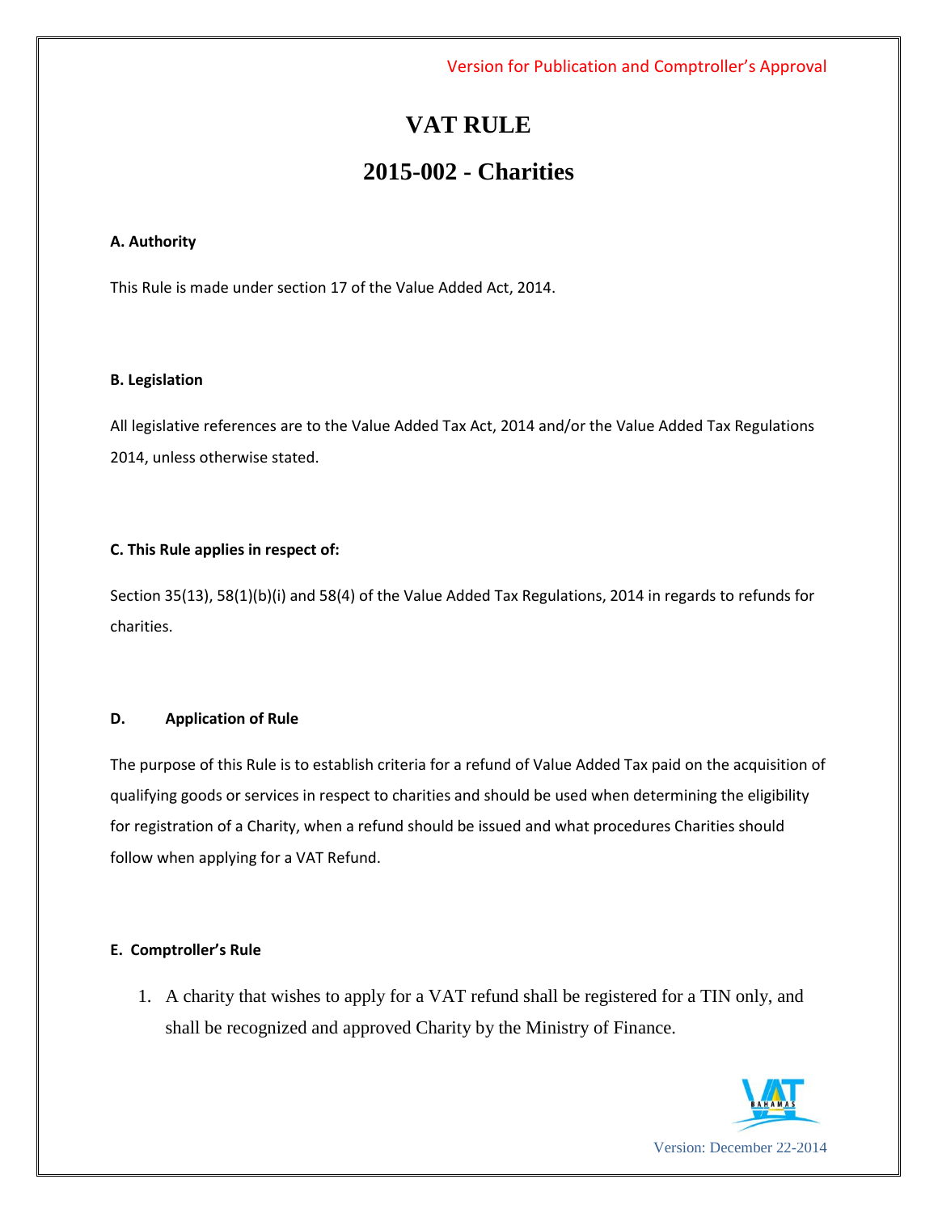Version for Publication and Comptroller's Approval

# VAT RULE

## 2015-002 - Charities

**A. Authority**

This Rule is made under section 17 of the Value Added Act, 2014.

**B. Legislation**

All legislative references are to the Value Added Tax Act, 2014 and/or the Value Added Tax Regulations 2014, unless otherwise stated.

**C. This Rule applies in respect of:**

Section 35(13), 58(1)(b)(i) and 58(4) of the Value Added Tax Regulations, 2014 in regards to refunds for charities.

**D. Application of Rule**

The purpose of this Rule is to establish criteria for a refund of Value Added Tax paid on the acquisition of qualifying goods or services in respect to charities and should be used when determining the eligibility for registration of a Charity, when a refund should be issued and what procedures Charities should follow when applying for a VAT Refund.

**E. Comptroller's Rule**

1. A charity that wishes to apply for a VAT refund shall be registered for a TIN only, and shall be recognized and approved Charity by the Ministry of Finance.

Version: December 22-2014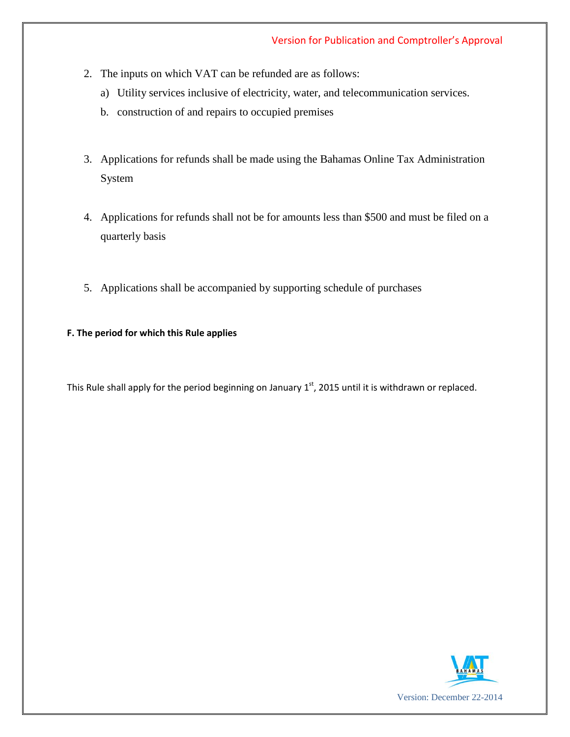2. The inputs on which VAT can be refunded are as follows:
   a) Utility services inclusive of electricity, water, and telecommunication services.
   b. construction of and repairs to occupied premises

3. Applications for refunds shall be made using the Bahamas Online Tax Administration System

4. Applications for refunds shall not be for amounts less than $500 and must be filed on a quarterly basis

5. Applications shall be accompanied by supporting schedule of purchases

**F. The period for which this Rule applies**

This Rule shall apply for the period beginning on January 1st, 2015 until it is withdrawn or replaced.